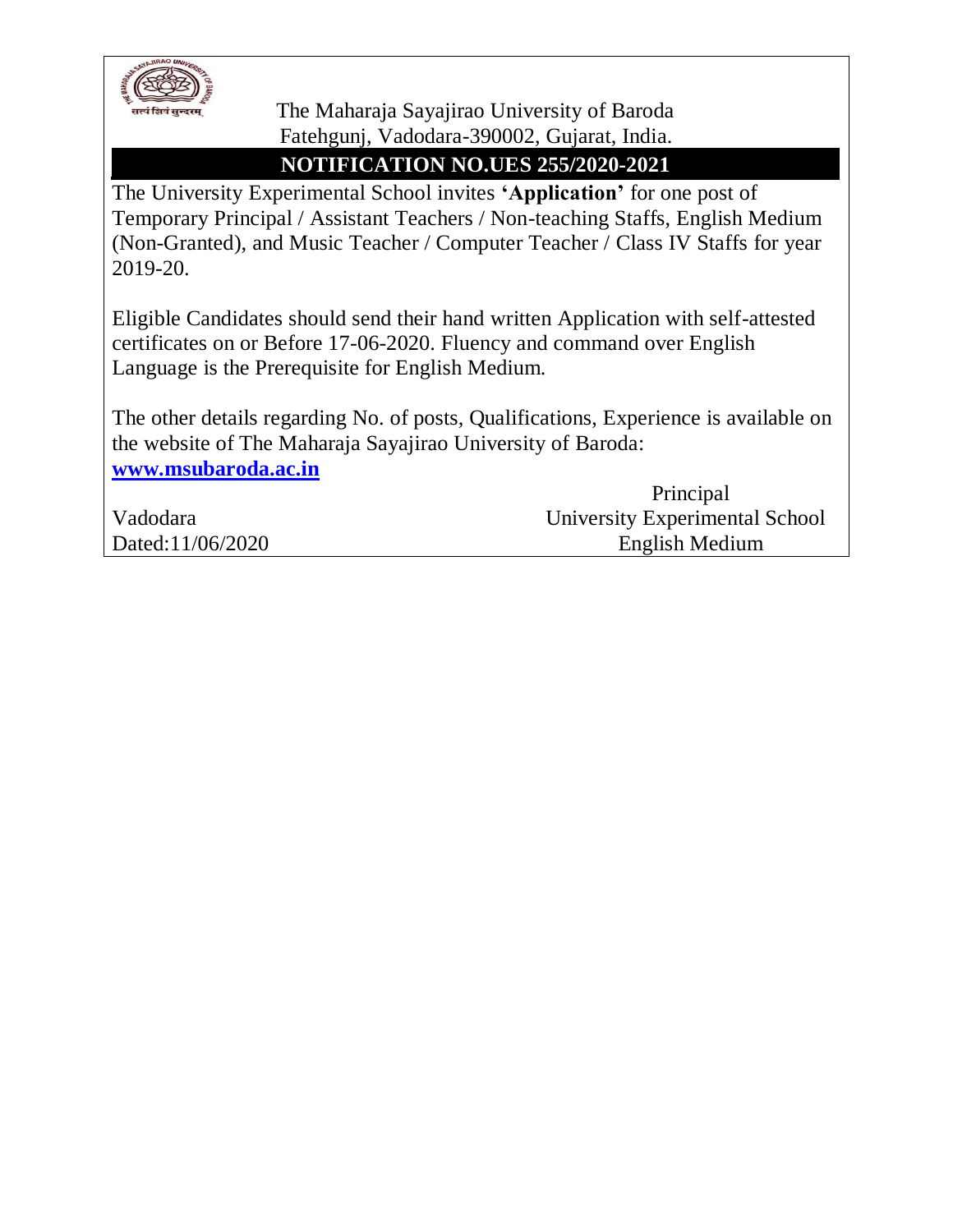The Maharaja Sayajirao University of Baroda
Fatehgunj, Vadodara-390002, Gujarat, India.

## NOTIFICATION NO.UES 255/2020-2021

The University Experimental School invites **'Application'** for one post of Temporary Principal / Assistant Teachers / Non-teaching Staffs, English Medium (Non-Granted), and Music Teacher / Computer Teacher / Class IV Staffs for year 2019-20.

Eligible Candidates should send their hand written Application with self-attested certificates on or Before 17-06-2020. Fluency and command over English Language is the Prerequisite for English Medium.

The other details regarding No. of posts, Qualifications, Experience is available on the website of The Maharaja Sayajirao University of Baroda: **www.msubaroda.ac.in**

Principal
University Experimental School
English Medium

Vadodara
Dated:11/06/2020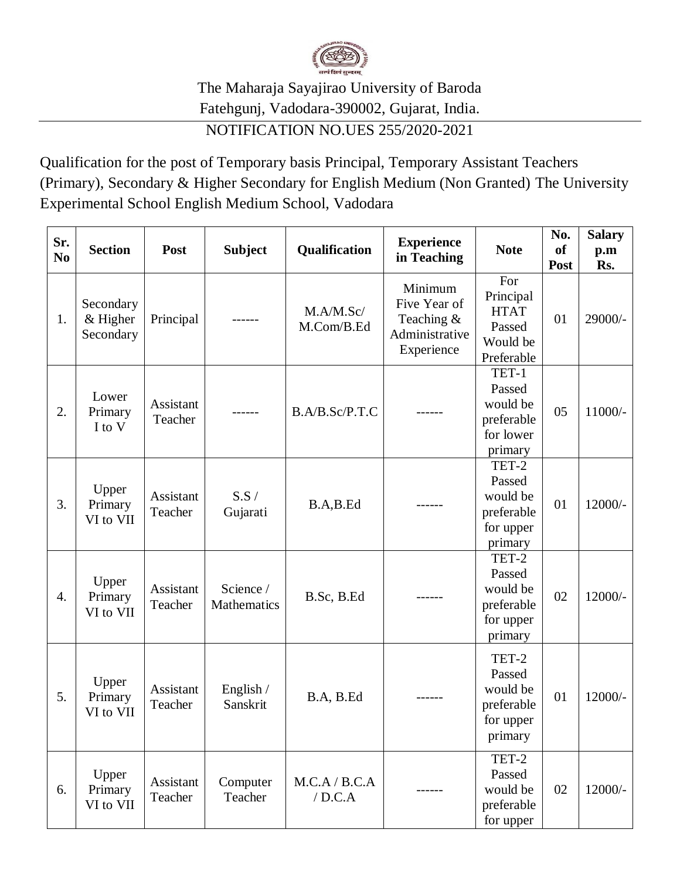The Maharaja Sayajirao University of Baroda

Fatehgunj, Vadodara-390002, Gujarat, India.

NOTIFICATION NO.UES 255/2020-2021

Qualification for the post of Temporary basis Principal, Temporary Assistant Teachers (Primary), Secondary & Higher Secondary for English Medium (Non Granted) The University Experimental School English Medium School, Vadodara

| Sr. No | Section | Post | Subject | Qualification | Experience in Teaching | Note | No. of Post | Salary p.m Rs. |
|---|---|---|---|---|---|---|---|---|
| 1. | Secondary & Higher Secondary | Principal | ------ | M.A/M.Sc/ M.Com/B.Ed | Minimum Five Year of Teaching & Administrative Experience | For Principal HTAT Passed Would be Preferable | 01 | 29000/- |
| 2. | Lower Primary I to V | Assistant Teacher | ------ | B.A/B.Sc/P.T.C | ------ | TET-1 Passed would be preferable for lower primary | 05 | 11000/- |
| 3. | Upper Primary VI to VII | Assistant Teacher | S.S / Gujarati | B.A,B.Ed | ------ | TET-2 Passed would be preferable for upper primary | 01 | 12000/- |
| 4. | Upper Primary VI to VII | Assistant Teacher | Science / Mathematics | B.Sc, B.Ed | ------ | TET-2 Passed would be preferable for upper primary | 02 | 12000/- |
| 5. | Upper Primary VI to VII | Assistant Teacher | English / Sanskrit | B.A, B.Ed | ------ | TET-2 Passed would be preferable for upper primary | 01 | 12000/- |
| 6. | Upper Primary VI to VII | Assistant Teacher | Computer Teacher | M.C.A / B.C.A / D.C.A | ------ | TET-2 Passed would be preferable for upper | 02 | 12000/- |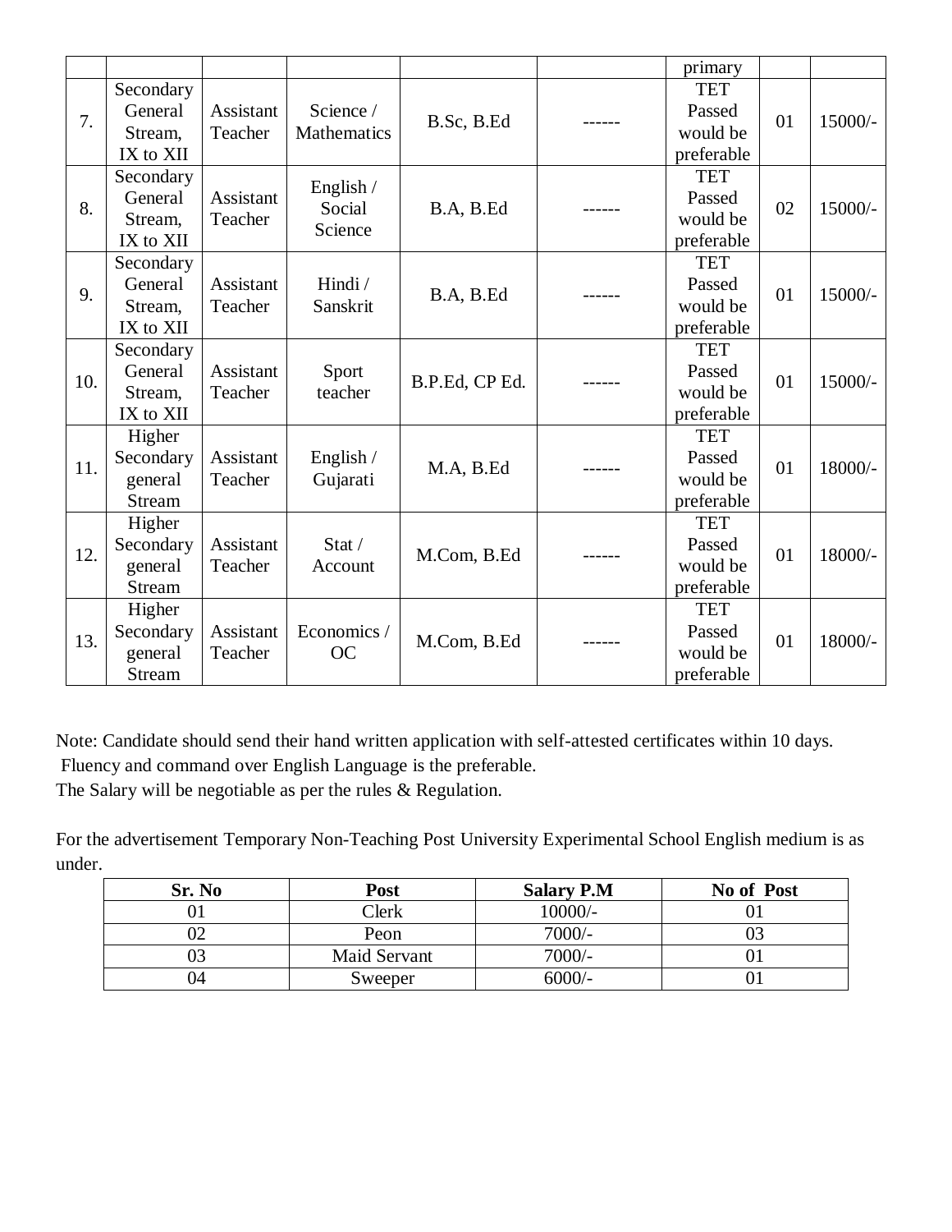| | | | | | | | | |
|---|---|---|---|---|---|---|---|---|
| | | | | | | primary | | |
| 7. | Secondary General Stream, IX to XII | Assistant Teacher | Science / Mathematics | B.Sc, B.Ed | ------ | TET Passed would be preferable | 01 | 15000/- |
| 8. | Secondary General Stream, IX to XII | Assistant Teacher | English / Social Science | B.A, B.Ed | ------ | TET Passed would be preferable | 02 | 15000/- |
| 9. | Secondary General Stream, IX to XII | Assistant Teacher | Hindi / Sanskrit | B.A, B.Ed | ------ | TET Passed would be preferable | 01 | 15000/- |
| 10. | Secondary General Stream, IX to XII | Assistant Teacher | Sport teacher | B.P.Ed, CP Ed. | ------ | TET Passed would be preferable | 01 | 15000/- |
| 11. | Higher Secondary general Stream | Assistant Teacher | English / Gujarati | M.A, B.Ed | ------ | TET Passed would be preferable | 01 | 18000/- |
| 12. | Higher Secondary general Stream | Assistant Teacher | Stat / Account | M.Com, B.Ed | ------ | TET Passed would be preferable | 01 | 18000/- |
| 13. | Higher Secondary general Stream | Assistant Teacher | Economics / OC | M.Com, B.Ed | ------ | TET Passed would be preferable | 01 | 18000/- |

Note: Candidate should send their hand written application with self-attested certificates within 10 days.
Fluency and command over English Language is the preferable.
The Salary will be negotiable as per the rules & Regulation.

For the advertisement Temporary Non-Teaching Post University Experimental School English medium is as under.

| Sr. No | Post | Salary P.M | No of Post |
|---|---|---|---|
| 01 | Clerk | 10000/- | 01 |
| 02 | Peon | 7000/- | 03 |
| 03 | Maid Servant | 7000/- | 01 |
| 04 | Sweeper | 6000/- | 01 |